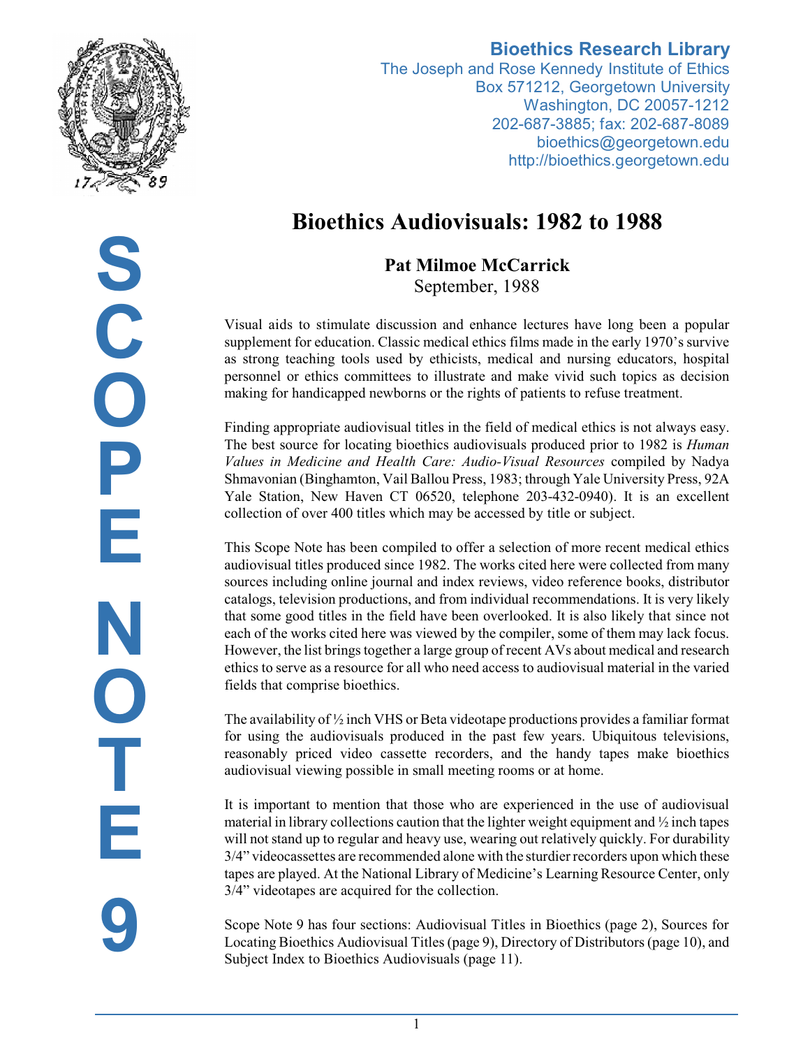**Bioethics Research Library**
The Joseph and Rose Kennedy Institute of Ethics
Box 571212, Georgetown University
Washington, DC 20057-1212
202-687-3885; fax: 202-687-8089
bioethics@georgetown.edu
http://bioethics.georgetown.edu

SCOPE NOTE 9

# Bioethics Audiovisuals: 1982 to 1988

**Pat Milmoe McCarrick**
September, 1988

Visual aids to stimulate discussion and enhance lectures have long been a popular supplement for education. Classic medical ethics films made in the early 1970's survive as strong teaching tools used by ethicists, medical and nursing educators, hospital personnel or ethics committees to illustrate and make vivid such topics as decision making for handicapped newborns or the rights of patients to refuse treatment.

Finding appropriate audiovisual titles in the field of medical ethics is not always easy. The best source for locating bioethics audiovisuals produced prior to 1982 is *Human Values in Medicine and Health Care: Audio-Visual Resources* compiled by Nadya Shmavonian (Binghamton, Vail Ballou Press, 1983; through Yale University Press, 92A Yale Station, New Haven CT 06520, telephone 203-432-0940). It is an excellent collection of over 400 titles which may be accessed by title or subject.

This Scope Note has been compiled to offer a selection of more recent medical ethics audiovisual titles produced since 1982. The works cited here were collected from many sources including online journal and index reviews, video reference books, distributor catalogs, television productions, and from individual recommendations. It is very likely that some good titles in the field have been overlooked. It is also likely that since not each of the works cited here was viewed by the compiler, some of them may lack focus. However, the list brings together a large group of recent AVs about medical and research ethics to serve as a resource for all who need access to audiovisual material in the varied fields that comprise bioethics.

The availability of ½ inch VHS or Beta videotape productions provides a familiar format for using the audiovisuals produced in the past few years. Ubiquitous televisions, reasonably priced video cassette recorders, and the handy tapes make bioethics audiovisual viewing possible in small meeting rooms or at home.

It is important to mention that those who are experienced in the use of audiovisual material in library collections caution that the lighter weight equipment and ½ inch tapes will not stand up to regular and heavy use, wearing out relatively quickly. For durability 3/4" videocassettes are recommended alone with the sturdier recorders upon which these tapes are played. At the National Library of Medicine's Learning Resource Center, only 3/4" videotapes are acquired for the collection.

Scope Note 9 has four sections: Audiovisual Titles in Bioethics (page 2), Sources for Locating Bioethics Audiovisual Titles (page 9), Directory of Distributors (page 10), and Subject Index to Bioethics Audiovisuals (page 11).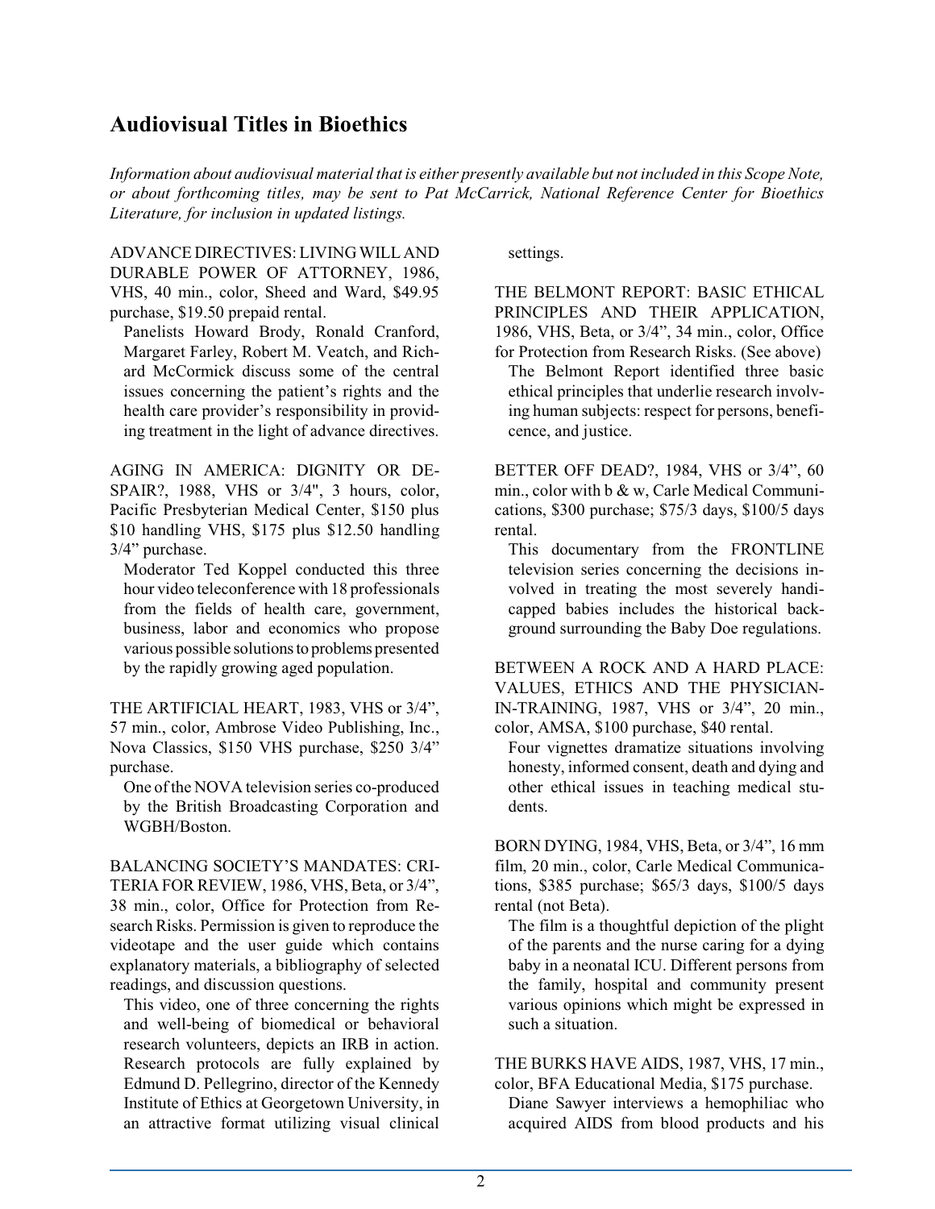## Audiovisual Titles in Bioethics

*Information about audiovisual material that is either presently available but not included in this Scope Note, or about forthcoming titles, may be sent to Pat McCarrick, National Reference Center for Bioethics Literature, for inclusion in updated listings.*

ADVANCE DIRECTIVES: LIVING WILL AND DURABLE POWER OF ATTORNEY, 1986, VHS, 40 min., color, Sheed and Ward, $49.95 purchase, $19.50 prepaid rental.

Panelists Howard Brody, Ronald Cranford, Margaret Farley, Robert M. Veatch, and Richard McCormick discuss some of the central issues concerning the patient's rights and the health care provider's responsibility in providing treatment in the light of advance directives.

AGING IN AMERICA: DIGNITY OR DESPAIR?, 1988, VHS or 3/4", 3 hours, color, Pacific Presbyterian Medical Center, $150 plus $10 handling VHS, $175 plus $12.50 handling 3/4" purchase.

Moderator Ted Koppel conducted this three hour video teleconference with 18 professionals from the fields of health care, government, business, labor and economics who propose various possible solutions to problems presented by the rapidly growing aged population.

THE ARTIFICIAL HEART, 1983, VHS or 3/4", 57 min., color, Ambrose Video Publishing, Inc., Nova Classics, $150 VHS purchase, $250 3/4" purchase.

One of the NOVA television series co-produced by the British Broadcasting Corporation and WGBH/Boston.

BALANCING SOCIETY'S MANDATES: CRITERIA FOR REVIEW, 1986, VHS, Beta, or 3/4", 38 min., color, Office for Protection from Research Risks. Permission is given to reproduce the videotape and the user guide which contains explanatory materials, a bibliography of selected readings, and discussion questions.

This video, one of three concerning the rights and well-being of biomedical or behavioral research volunteers, depicts an IRB in action. Research protocols are fully explained by Edmund D. Pellegrino, director of the Kennedy Institute of Ethics at Georgetown University, in an attractive format utilizing visual clinical settings.

THE BELMONT REPORT: BASIC ETHICAL PRINCIPLES AND THEIR APPLICATION, 1986, VHS, Beta, or 3/4", 34 min., color, Office for Protection from Research Risks. (See above)

The Belmont Report identified three basic ethical principles that underlie research involving human subjects: respect for persons, beneficence, and justice.

BETTER OFF DEAD?, 1984, VHS or 3/4", 60 min., color with b & w, Carle Medical Communications, $300 purchase; $75/3 days, $100/5 days rental.

This documentary from the FRONTLINE television series concerning the decisions involved in treating the most severely handicapped babies includes the historical background surrounding the Baby Doe regulations.

BETWEEN A ROCK AND A HARD PLACE: VALUES, ETHICS AND THE PHYSICIAN-IN-TRAINING, 1987, VHS or 3/4", 20 min., color, AMSA, $100 purchase, $40 rental.

Four vignettes dramatize situations involving honesty, informed consent, death and dying and other ethical issues in teaching medical students.

BORN DYING, 1984, VHS, Beta, or 3/4", 16 mm film, 20 min., color, Carle Medical Communications, $385 purchase; $65/3 days, $100/5 days rental (not Beta).

The film is a thoughtful depiction of the plight of the parents and the nurse caring for a dying baby in a neonatal ICU. Different persons from the family, hospital and community present various opinions which might be expressed in such a situation.

THE BURKS HAVE AIDS, 1987, VHS, 17 min., color, BFA Educational Media, $175 purchase.

Diane Sawyer interviews a hemophiliac who acquired AIDS from blood products and his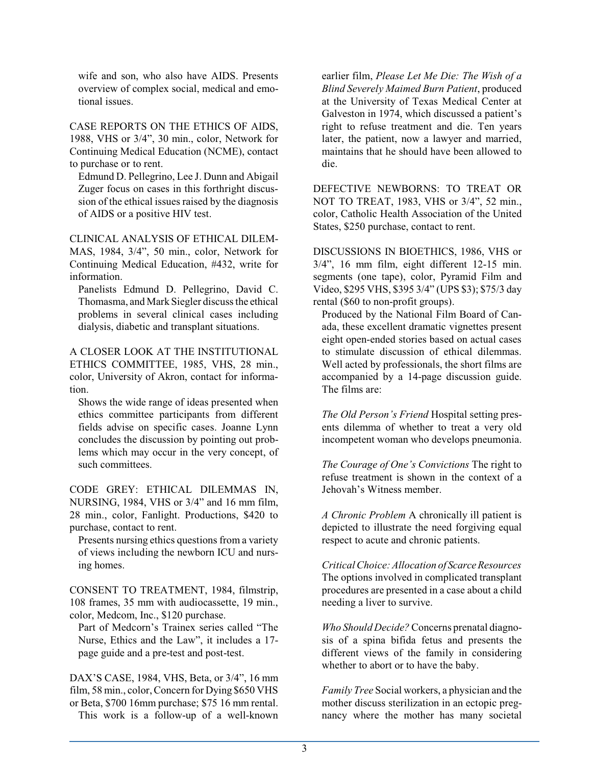wife and son, who also have AIDS. Presents overview of complex social, medical and emotional issues.

CASE REPORTS ON THE ETHICS OF AIDS, 1988, VHS or 3/4", 30 min., color, Network for Continuing Medical Education (NCME), contact to purchase or to rent.

Edmund D. Pellegrino, Lee J. Dunn and Abigail Zuger focus on cases in this forthright discussion of the ethical issues raised by the diagnosis of AIDS or a positive HIV test.

CLINICAL ANALYSIS OF ETHICAL DILEMMAS, 1984, 3/4", 50 min., color, Network for Continuing Medical Education, #432, write for information.

Panelists Edmund D. Pellegrino, David C. Thomasma, and Mark Siegler discuss the ethical problems in several clinical cases including dialysis, diabetic and transplant situations.

A CLOSER LOOK AT THE INSTITUTIONAL ETHICS COMMITTEE, 1985, VHS, 28 min., color, University of Akron, contact for information.

Shows the wide range of ideas presented when ethics committee participants from different fields advise on specific cases. Joanne Lynn concludes the discussion by pointing out problems which may occur in the very concept, of such committees.

CODE GREY: ETHICAL DILEMMAS IN, NURSING, 1984, VHS or 3/4" and 16 mm film, 28 min., color, Fanlight. Productions, $420 to purchase, contact to rent.

Presents nursing ethics questions from a variety of views including the newborn ICU and nursing homes.

CONSENT TO TREATMENT, 1984, filmstrip, 108 frames, 35 mm with audiocassette, 19 min., color, Medcom, Inc., $120 purchase.

Part of Medcorn's Trainex series called "The Nurse, Ethics and the Law", it includes a 17-page guide and a pre-test and post-test.

DAX'S CASE, 1984, VHS, Beta, or 3/4", 16 mm film, 58 min., color, Concern for Dying $650 VHS or Beta, $700 16mm purchase; $75 16 mm rental.

This work is a follow-up of a well-known earlier film, *Please Let Me Die: The Wish of a Blind Severely Maimed Burn Patient*, produced at the University of Texas Medical Center at Galveston in 1974, which discussed a patient's right to refuse treatment and die. Ten years later, the patient, now a lawyer and married, maintains that he should have been allowed to die.

DEFECTIVE NEWBORNS: TO TREAT OR NOT TO TREAT, 1983, VHS or 3/4", 52 min., color, Catholic Health Association of the United States, $250 purchase, contact to rent.

DISCUSSIONS IN BIOETHICS, 1986, VHS or 3/4", 16 mm film, eight different 12-15 min. segments (one tape), color, Pyramid Film and Video, $295 VHS, $395 3/4" (UPS $3); $75/3 day rental ($60 to non-profit groups).

Produced by the National Film Board of Canada, these excellent dramatic vignettes present eight open-ended stories based on actual cases to stimulate discussion of ethical dilemmas. Well acted by professionals, the short films are accompanied by a 14-page discussion guide. The films are:

*The Old Person's Friend* Hospital setting presents dilemma of whether to treat a very old incompetent woman who develops pneumonia.

*The Courage of One's Convictions* The right to refuse treatment is shown in the context of a Jehovah's Witness member.

*A Chronic Problem* A chronically ill patient is depicted to illustrate the need forgiving equal respect to acute and chronic patients.

*Critical Choice: Allocation of Scarce Resources* The options involved in complicated transplant procedures are presented in a case about a child needing a liver to survive.

*Who Should Decide?* Concerns prenatal diagnosis of a spina bifida fetus and presents the different views of the family in considering whether to abort or to have the baby.

*Family Tree* Social workers, a physician and the mother discuss sterilization in an ectopic pregnancy where the mother has many societal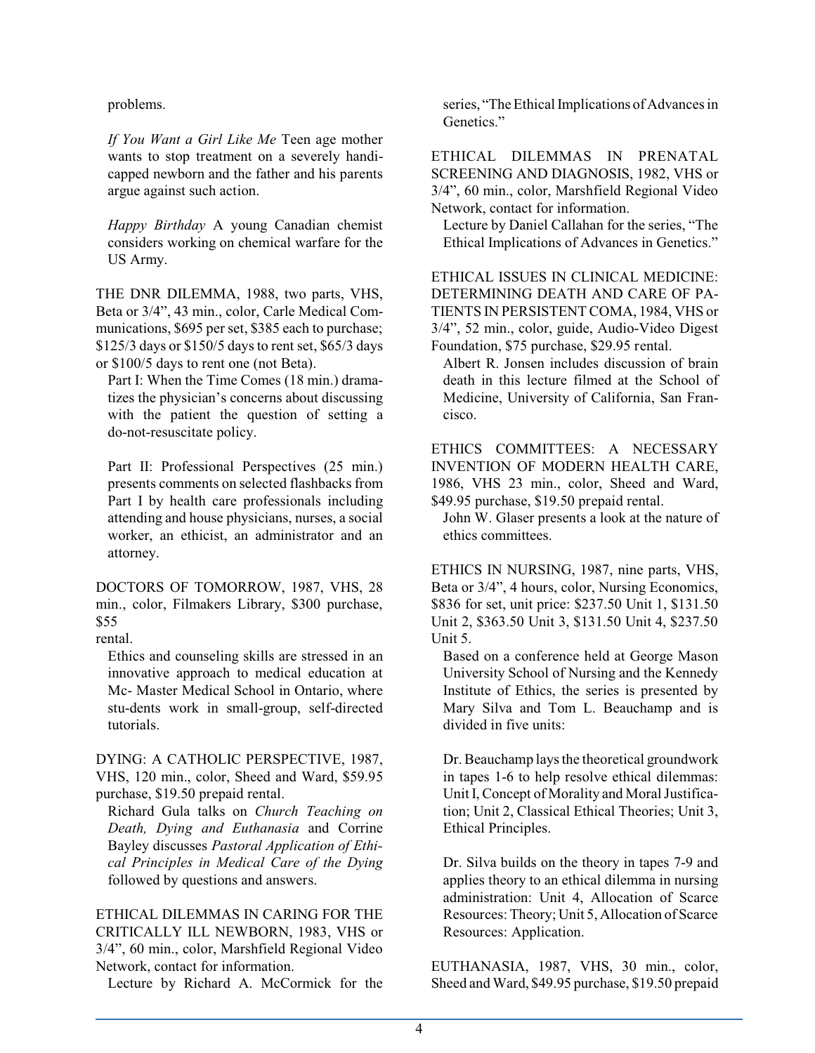problems.

*If You Want a Girl Like Me* Teen age mother wants to stop treatment on a severely handicapped newborn and the father and his parents argue against such action.

*Happy Birthday* A young Canadian chemist considers working on chemical warfare for the US Army.

THE DNR DILEMMA, 1988, two parts, VHS, Beta or 3/4", 43 min., color, Carle Medical Communications, $695 per set, $385 each to purchase; $125/3 days or $150/5 days to rent set, $65/3 days or $100/5 days to rent one (not Beta).

Part I: When the Time Comes (18 min.) dramatizes the physician's concerns about discussing with the patient the question of setting a do-not-resuscitate policy.

Part II: Professional Perspectives (25 min.) presents comments on selected flashbacks from Part I by health care professionals including attending and house physicians, nurses, a social worker, an ethicist, an administrator and an attorney.

DOCTORS OF TOMORROW, 1987, VHS, 28 min., color, Filmakers Library, $300 purchase, $55 rental.

Ethics and counseling skills are stressed in an innovative approach to medical education at Mc- Master Medical School in Ontario, where stu-dents work in small-group, self-directed tutorials.

DYING: A CATHOLIC PERSPECTIVE, 1987, VHS, 120 min., color, Sheed and Ward, $59.95 purchase, $19.50 prepaid rental.

Richard Gula talks on *Church Teaching on Death, Dying and Euthanasia* and Corrine Bayley discusses *Pastoral Application of Ethical Principles in Medical Care of the Dying* followed by questions and answers.

ETHICAL DILEMMAS IN CARING FOR THE CRITICALLY ILL NEWBORN, 1983, VHS or 3/4", 60 min., color, Marshfield Regional Video Network, contact for information.

Lecture by Richard A. McCormick for the series, "The Ethical Implications of Advances in Genetics."

ETHICAL DILEMMAS IN PRENATAL SCREENING AND DIAGNOSIS, 1982, VHS or 3/4", 60 min., color, Marshfield Regional Video Network, contact for information.

Lecture by Daniel Callahan for the series, "The Ethical Implications of Advances in Genetics."

ETHICAL ISSUES IN CLINICAL MEDICINE: DETERMINING DEATH AND CARE OF PATIENTS IN PERSISTENT COMA, 1984, VHS or 3/4", 52 min., color, guide, Audio-Video Digest Foundation, $75 purchase, $29.95 rental.

Albert R. Jonsen includes discussion of brain death in this lecture filmed at the School of Medicine, University of California, San Francisco.

ETHICS COMMITTEES: A NECESSARY INVENTION OF MODERN HEALTH CARE, 1986, VHS 23 min., color, Sheed and Ward, $49.95 purchase, $19.50 prepaid rental.

John W. Glaser presents a look at the nature of ethics committees.

ETHICS IN NURSING, 1987, nine parts, VHS, Beta or 3/4", 4 hours, color, Nursing Economics, $836 for set, unit price: $237.50 Unit 1, $131.50 Unit 2, $363.50 Unit 3, $131.50 Unit 4, $237.50 Unit 5.

Based on a conference held at George Mason University School of Nursing and the Kennedy Institute of Ethics, the series is presented by Mary Silva and Tom L. Beauchamp and is divided in five units:

Dr. Beauchamp lays the theoretical groundwork in tapes 1-6 to help resolve ethical dilemmas: Unit I, Concept of Morality and Moral Justification; Unit 2, Classical Ethical Theories; Unit 3, Ethical Principles.

Dr. Silva builds on the theory in tapes 7-9 and applies theory to an ethical dilemma in nursing administration: Unit 4, Allocation of Scarce Resources: Theory; Unit 5, Allocation of Scarce Resources: Application.

EUTHANASIA, 1987, VHS, 30 min., color, Sheed and Ward, $49.95 purchase, $19.50 prepaid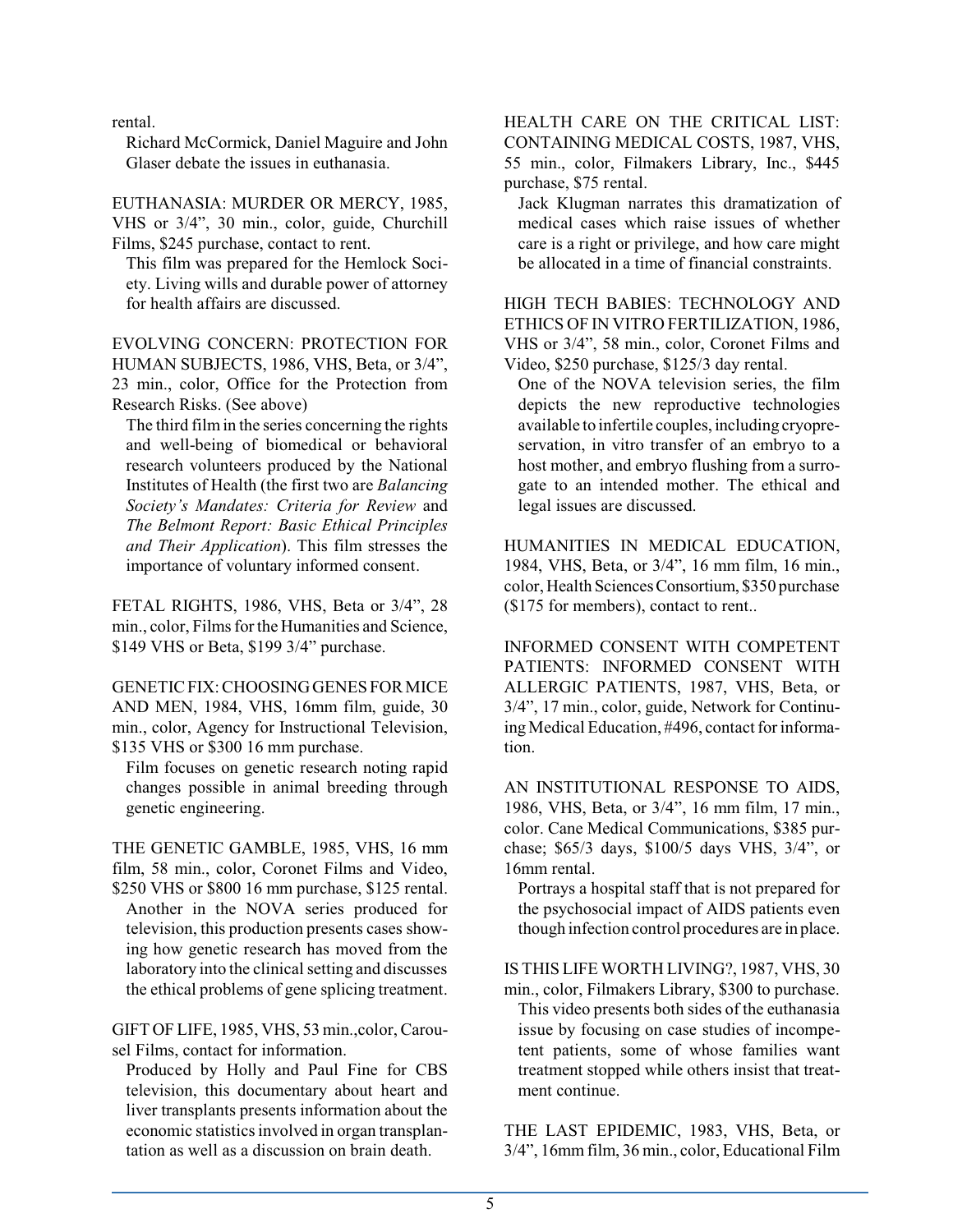rental.

Richard McCormick, Daniel Maguire and John Glaser debate the issues in euthanasia.

EUTHANASIA: MURDER OR MERCY, 1985, VHS or 3/4", 30 min., color, guide, Churchill Films, $245 purchase, contact to rent.

This film was prepared for the Hemlock Society. Living wills and durable power of attorney for health affairs are discussed.

EVOLVING CONCERN: PROTECTION FOR HUMAN SUBJECTS, 1986, VHS, Beta, or 3/4", 23 min., color, Office for the Protection from Research Risks. (See above)

The third film in the series concerning the rights and well-being of biomedical or behavioral research volunteers produced by the National Institutes of Health (the first two are *Balancing Society's Mandates: Criteria for Review* and *The Belmont Report: Basic Ethical Principles and Their Application*). This film stresses the importance of voluntary informed consent.

FETAL RIGHTS, 1986, VHS, Beta or 3/4", 28 min., color, Films for the Humanities and Science, $149 VHS or Beta, $199 3/4" purchase.

GENETIC FIX: CHOOSING GENES FOR MICE AND MEN, 1984, VHS, 16mm film, guide, 30 min., color, Agency for Instructional Television, $135 VHS or $300 16 mm purchase.

Film focuses on genetic research noting rapid changes possible in animal breeding through genetic engineering.

THE GENETIC GAMBLE, 1985, VHS, 16 mm film, 58 min., color, Coronet Films and Video, $250 VHS or $800 16 mm purchase, $125 rental.

Another in the NOVA series produced for television, this production presents cases showing how genetic research has moved from the laboratory into the clinical setting and discusses the ethical problems of gene splicing treatment.

GIFT OF LIFE, 1985, VHS, 53 min.,color, Carousel Films, contact for information.

Produced by Holly and Paul Fine for CBS television, this documentary about heart and liver transplants presents information about the economic statistics involved in organ transplantation as well as a discussion on brain death.

HEALTH CARE ON THE CRITICAL LIST: CONTAINING MEDICAL COSTS, 1987, VHS, 55 min., color, Filmakers Library, Inc., $445 purchase, $75 rental.

Jack Klugman narrates this dramatization of medical cases which raise issues of whether care is a right or privilege, and how care might be allocated in a time of financial constraints.

HIGH TECH BABIES: TECHNOLOGY AND ETHICS OF IN VITRO FERTILIZATION, 1986, VHS or 3/4", 58 min., color, Coronet Films and Video, $250 purchase, $125/3 day rental.

One of the NOVA television series, the film depicts the new reproductive technologies available to infertile couples, including cryopreservation, in vitro transfer of an embryo to a host mother, and embryo flushing from a surrogate to an intended mother. The ethical and legal issues are discussed.

HUMANITIES IN MEDICAL EDUCATION, 1984, VHS, Beta, or 3/4", 16 mm film, 16 min., color, Health Sciences Consortium, $350 purchase ($175 for members), contact to rent..

INFORMED CONSENT WITH COMPETENT PATIENTS: INFORMED CONSENT WITH ALLERGIC PATIENTS, 1987, VHS, Beta, or 3/4", 17 min., color, guide, Network for Continuing Medical Education, #496, contact for information.

AN INSTITUTIONAL RESPONSE TO AIDS, 1986, VHS, Beta, or 3/4", 16 mm film, 17 min., color. Cane Medical Communications, $385 purchase; $65/3 days, $100/5 days VHS, 3/4", or 16mm rental.

Portrays a hospital staff that is not prepared for the psychosocial impact of AIDS patients even though infection control procedures are in place.

IS THIS LIFE WORTH LIVING?, 1987, VHS, 30 min., color, Filmakers Library, $300 to purchase.

This video presents both sides of the euthanasia issue by focusing on case studies of incompetent patients, some of whose families want treatment stopped while others insist that treatment continue.

THE LAST EPIDEMIC, 1983, VHS, Beta, or 3/4", 16mm film, 36 min., color, Educational Film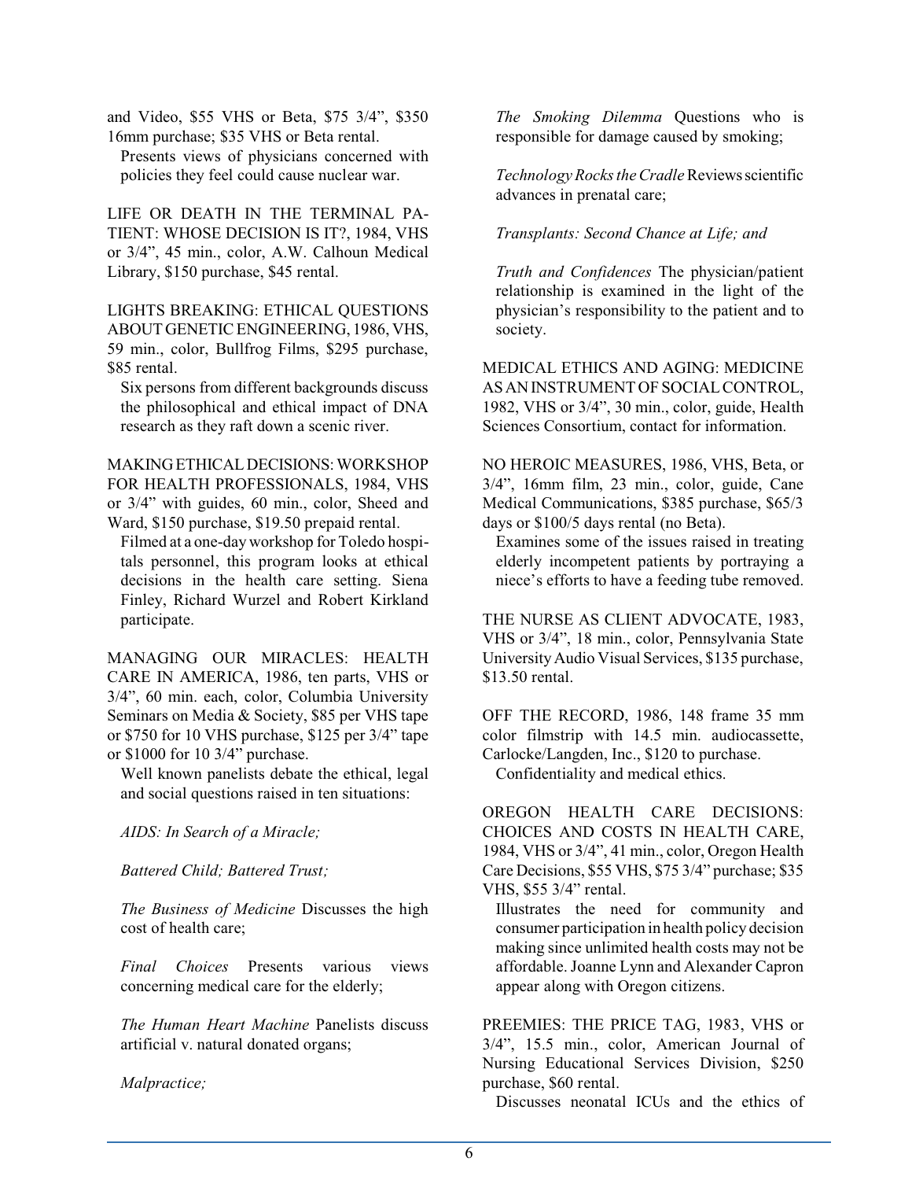and Video, $55 VHS or Beta, $75 3/4", $350 16mm purchase; $35 VHS or Beta rental.

Presents views of physicians concerned with policies they feel could cause nuclear war.

LIFE OR DEATH IN THE TERMINAL PATIENT: WHOSE DECISION IS IT?, 1984, VHS or 3/4", 45 min., color, A.W. Calhoun Medical Library, $150 purchase, $45 rental.

LIGHTS BREAKING: ETHICAL QUESTIONS ABOUT GENETIC ENGINEERING, 1986, VHS, 59 min., color, Bullfrog Films, $295 purchase, $85 rental.

Six persons from different backgrounds discuss the philosophical and ethical impact of DNA research as they raft down a scenic river.

MAKING ETHICAL DECISIONS: WORKSHOP FOR HEALTH PROFESSIONALS, 1984, VHS or 3/4" with guides, 60 min., color, Sheed and Ward, $150 purchase, $19.50 prepaid rental.

Filmed at a one-day workshop for Toledo hospitals personnel, this program looks at ethical decisions in the health care setting. Siena Finley, Richard Wurzel and Robert Kirkland participate.

MANAGING OUR MIRACLES: HEALTH CARE IN AMERICA, 1986, ten parts, VHS or 3/4", 60 min. each, color, Columbia University Seminars on Media & Society, $85 per VHS tape or $750 for 10 VHS purchase, $125 per 3/4" tape or $1000 for 10 3/4" purchase.

Well known panelists debate the ethical, legal and social questions raised in ten situations:

*AIDS: In Search of a Miracle;*

*Battered Child; Battered Trust;*

*The Business of Medicine* Discusses the high cost of health care;

*Final Choices* Presents various views concerning medical care for the elderly;

*The Human Heart Machine* Panelists discuss artificial v. natural donated organs;

*Malpractice;*

*The Smoking Dilemma* Questions who is responsible for damage caused by smoking;

*Technology Rocks the Cradle* Reviews scientific advances in prenatal care;

*Transplants: Second Chance at Life; and*

*Truth and Confidences* The physician/patient relationship is examined in the light of the physician's responsibility to the patient and to society.

MEDICAL ETHICS AND AGING: MEDICINE AS AN INSTRUMENT OF SOCIAL CONTROL, 1982, VHS or 3/4", 30 min., color, guide, Health Sciences Consortium, contact for information.

NO HEROIC MEASURES, 1986, VHS, Beta, or 3/4", 16mm film, 23 min., color, guide, Cane Medical Communications, $385 purchase, $65/3 days or $100/5 days rental (no Beta).

Examines some of the issues raised in treating elderly incompetent patients by portraying a niece's efforts to have a feeding tube removed.

THE NURSE AS CLIENT ADVOCATE, 1983, VHS or 3/4", 18 min., color, Pennsylvania State University Audio Visual Services, $135 purchase, $13.50 rental.

OFF THE RECORD, 1986, 148 frame 35 mm color filmstrip with 14.5 min. audiocassette, Carlocke/Langden, Inc., $120 to purchase.

Confidentiality and medical ethics.

OREGON HEALTH CARE DECISIONS: CHOICES AND COSTS IN HEALTH CARE, 1984, VHS or 3/4", 41 min., color, Oregon Health Care Decisions, $55 VHS, $75 3/4" purchase; $35 VHS, $55 3/4" rental.

Illustrates the need for community and consumer participation in health policy decision making since unlimited health costs may not be affordable. Joanne Lynn and Alexander Capron appear along with Oregon citizens.

PREEMIES: THE PRICE TAG, 1983, VHS or 3/4", 15.5 min., color, American Journal of Nursing Educational Services Division, $250 purchase, $60 rental.

Discusses neonatal ICUs and the ethics of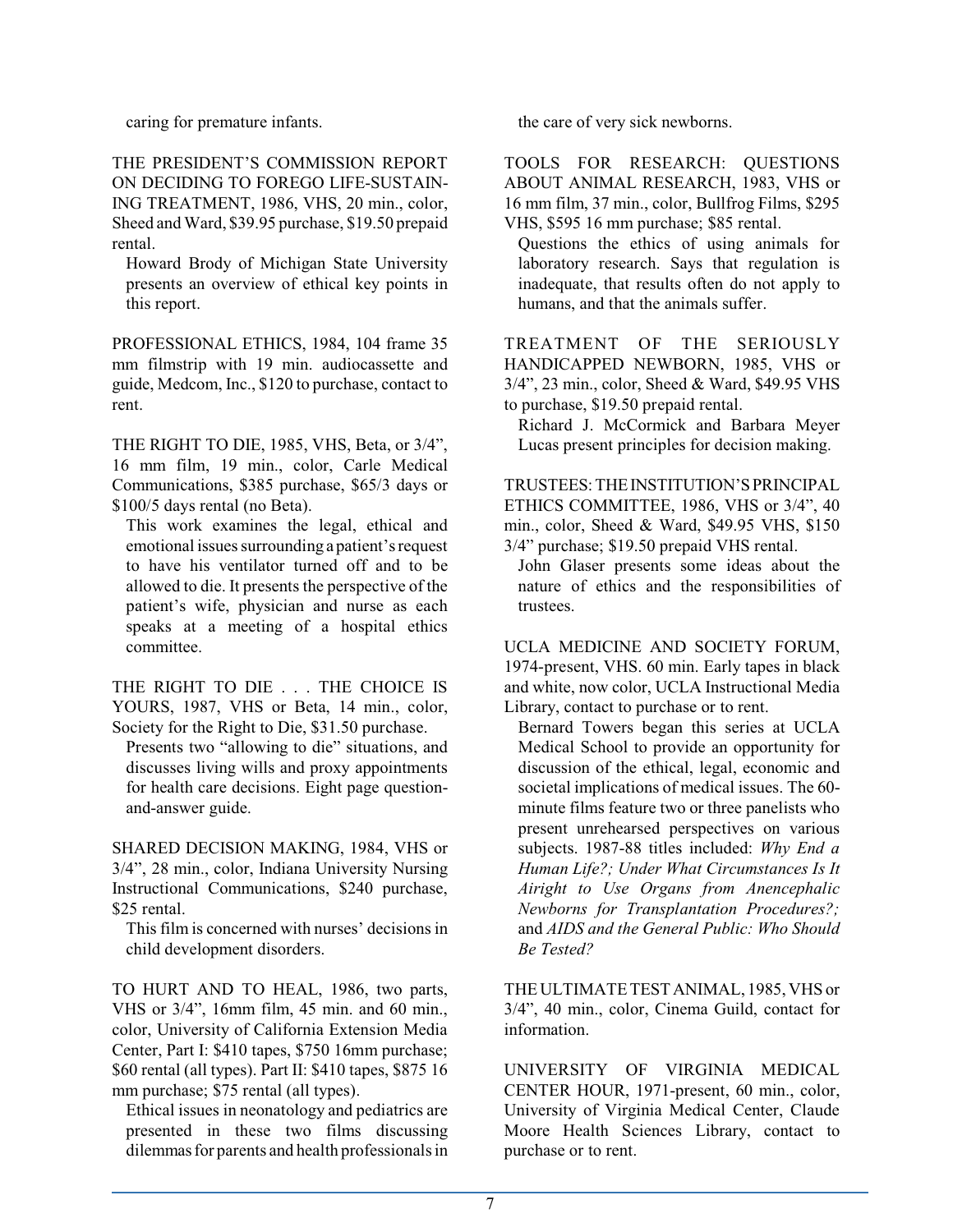caring for premature infants.

THE PRESIDENT'S COMMISSION REPORT ON DECIDING TO FOREGO LIFE-SUSTAINING TREATMENT, 1986, VHS, 20 min., color, Sheed and Ward, $39.95 purchase, $19.50 prepaid rental.

Howard Brody of Michigan State University presents an overview of ethical key points in this report.

PROFESSIONAL ETHICS, 1984, 104 frame 35 mm filmstrip with 19 min. audiocassette and guide, Medcom, Inc., $120 to purchase, contact to rent.

THE RIGHT TO DIE, 1985, VHS, Beta, or 3/4", 16 mm film, 19 min., color, Carle Medical Communications, $385 purchase, $65/3 days or $100/5 days rental (no Beta).

This work examines the legal, ethical and emotional issues surrounding a patient's request to have his ventilator turned off and to be allowed to die. It presents the perspective of the patient's wife, physician and nurse as each speaks at a meeting of a hospital ethics committee.

THE RIGHT TO DIE . . . THE CHOICE IS YOURS, 1987, VHS or Beta, 14 min., color, Society for the Right to Die, $31.50 purchase.

Presents two "allowing to die" situations, and discusses living wills and proxy appointments for health care decisions. Eight page question-and-answer guide.

SHARED DECISION MAKING, 1984, VHS or 3/4", 28 min., color, Indiana University Nursing Instructional Communications, $240 purchase, $25 rental.

This film is concerned with nurses' decisions in child development disorders.

TO HURT AND TO HEAL, 1986, two parts, VHS or 3/4", 16mm film, 45 min. and 60 min., color, University of California Extension Media Center, Part I: $410 tapes, $750 16mm purchase; $60 rental (all types). Part II: $410 tapes, $875 16 mm purchase; $75 rental (all types).

Ethical issues in neonatology and pediatrics are presented in these two films discussing dilemmas for parents and health professionals in the care of very sick newborns.

TOOLS FOR RESEARCH: QUESTIONS ABOUT ANIMAL RESEARCH, 1983, VHS or 16 mm film, 37 min., color, Bullfrog Films, $295 VHS, $595 16 mm purchase; $85 rental.

Questions the ethics of using animals for laboratory research. Says that regulation is inadequate, that results often do not apply to humans, and that the animals suffer.

TREATMENT OF THE SERIOUSLY HANDICAPPED NEWBORN, 1985, VHS or 3/4", 23 min., color, Sheed & Ward, $49.95 VHS to purchase, $19.50 prepaid rental.

Richard J. McCormick and Barbara Meyer Lucas present principles for decision making.

TRUSTEES: THE INSTITUTION'S PRINCIPAL ETHICS COMMITTEE, 1986, VHS or 3/4", 40 min., color, Sheed & Ward, $49.95 VHS, $150 3/4" purchase; $19.50 prepaid VHS rental.

John Glaser presents some ideas about the nature of ethics and the responsibilities of trustees.

UCLA MEDICINE AND SOCIETY FORUM, 1974-present, VHS. 60 min. Early tapes in black and white, now color, UCLA Instructional Media Library, contact to purchase or to rent.

Bernard Towers began this series at UCLA Medical School to provide an opportunity for discussion of the ethical, legal, economic and societal implications of medical issues. The 60-minute films feature two or three panelists who present unrehearsed perspectives on various subjects. 1987-88 titles included: *Why End a Human Life?; Under What Circumstances Is It Airight to Use Organs from Anencephalic Newborns for Transplantation Procedures?;* and *AIDS and the General Public: Who Should Be Tested?*

THE ULTIMATE TEST ANIMAL, 1985, VHS or 3/4", 40 min., color, Cinema Guild, contact for information.

UNIVERSITY OF VIRGINIA MEDICAL CENTER HOUR, 1971-present, 60 min., color, University of Virginia Medical Center, Claude Moore Health Sciences Library, contact to purchase or to rent.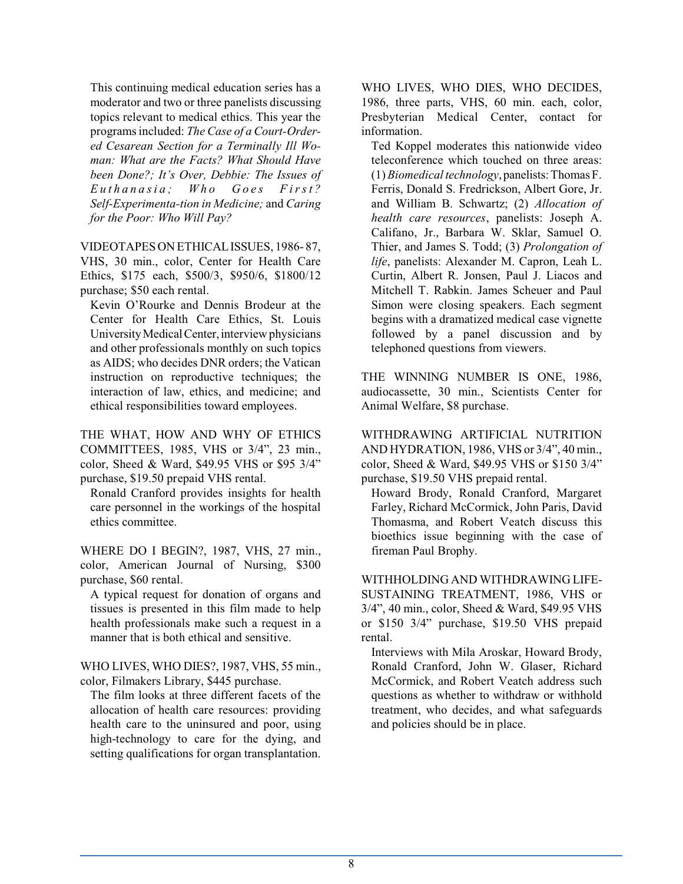This continuing medical education series has a moderator and two or three panelists discussing topics relevant to medical ethics. This year the programs included: *The Case of a Court-Ordered Cesarean Section for a Terminally Ill Woman: What are the Facts? What Should Have been Done?; It's Over, Debbie: The Issues of Euthanasia; Who Goes First? Self-Experimenta-tion in Medicine;* and *Caring for the Poor: Who Will Pay?*

VIDEOTAPES ON ETHICAL ISSUES, 1986- 87, VHS, 30 min., color, Center for Health Care Ethics, $175 each, $500/3, $950/6, $1800/12 purchase; $50 each rental.

Kevin O'Rourke and Dennis Brodeur at the Center for Health Care Ethics, St. Louis University Medical Center, interview physicians and other professionals monthly on such topics as AIDS; who decides DNR orders; the Vatican instruction on reproductive techniques; the interaction of law, ethics, and medicine; and ethical responsibilities toward employees.

THE WHAT, HOW AND WHY OF ETHICS COMMITTEES, 1985, VHS or 3/4", 23 min., color, Sheed & Ward, $49.95 VHS or $95 3/4" purchase, $19.50 prepaid VHS rental.

Ronald Cranford provides insights for health care personnel in the workings of the hospital ethics committee.

WHERE DO I BEGIN?, 1987, VHS, 27 min., color, American Journal of Nursing, $300 purchase, $60 rental.

A typical request for donation of organs and tissues is presented in this film made to help health professionals make such a request in a manner that is both ethical and sensitive.

WHO LIVES, WHO DIES?, 1987, VHS, 55 min., color, Filmakers Library, $445 purchase.

The film looks at three different facets of the allocation of health care resources: providing health care to the uninsured and poor, using high-technology to care for the dying, and setting qualifications for organ transplantation.

WHO LIVES, WHO DIES, WHO DECIDES, 1986, three parts, VHS, 60 min. each, color, Presbyterian Medical Center, contact for information.

Ted Koppel moderates this nationwide video teleconference which touched on three areas: (1) *Biomedical technology*, panelists: Thomas F. Ferris, Donald S. Fredrickson, Albert Gore, Jr. and William B. Schwartz; (2) *Allocation of health care resources*, panelists: Joseph A. Califano, Jr., Barbara W. Sklar, Samuel O. Thier, and James S. Todd; (3) *Prolongation of life*, panelists: Alexander M. Capron, Leah L. Curtin, Albert R. Jonsen, Paul J. Liacos and Mitchell T. Rabkin. James Scheuer and Paul Simon were closing speakers. Each segment begins with a dramatized medical case vignette followed by a panel discussion and by telephoned questions from viewers.

THE WINNING NUMBER IS ONE, 1986, audiocassette, 30 min., Scientists Center for Animal Welfare, $8 purchase.

WITHDRAWING ARTIFICIAL NUTRITION AND HYDRATION, 1986, VHS or 3/4", 40 min., color, Sheed & Ward, $49.95 VHS or $150 3/4" purchase, $19.50 VHS prepaid rental.

Howard Brody, Ronald Cranford, Margaret Farley, Richard McCormick, John Paris, David Thomasma, and Robert Veatch discuss this bioethics issue beginning with the case of fireman Paul Brophy.

WITHHOLDING AND WITHDRAWING LIFE-SUSTAINING TREATMENT, 1986, VHS or 3/4", 40 min., color, Sheed & Ward, $49.95 VHS or $150 3/4" purchase, $19.50 VHS prepaid rental.

Interviews with Mila Aroskar, Howard Brody, Ronald Cranford, John W. Glaser, Richard McCormick, and Robert Veatch address such questions as whether to withdraw or withhold treatment, who decides, and what safeguards and policies should be in place.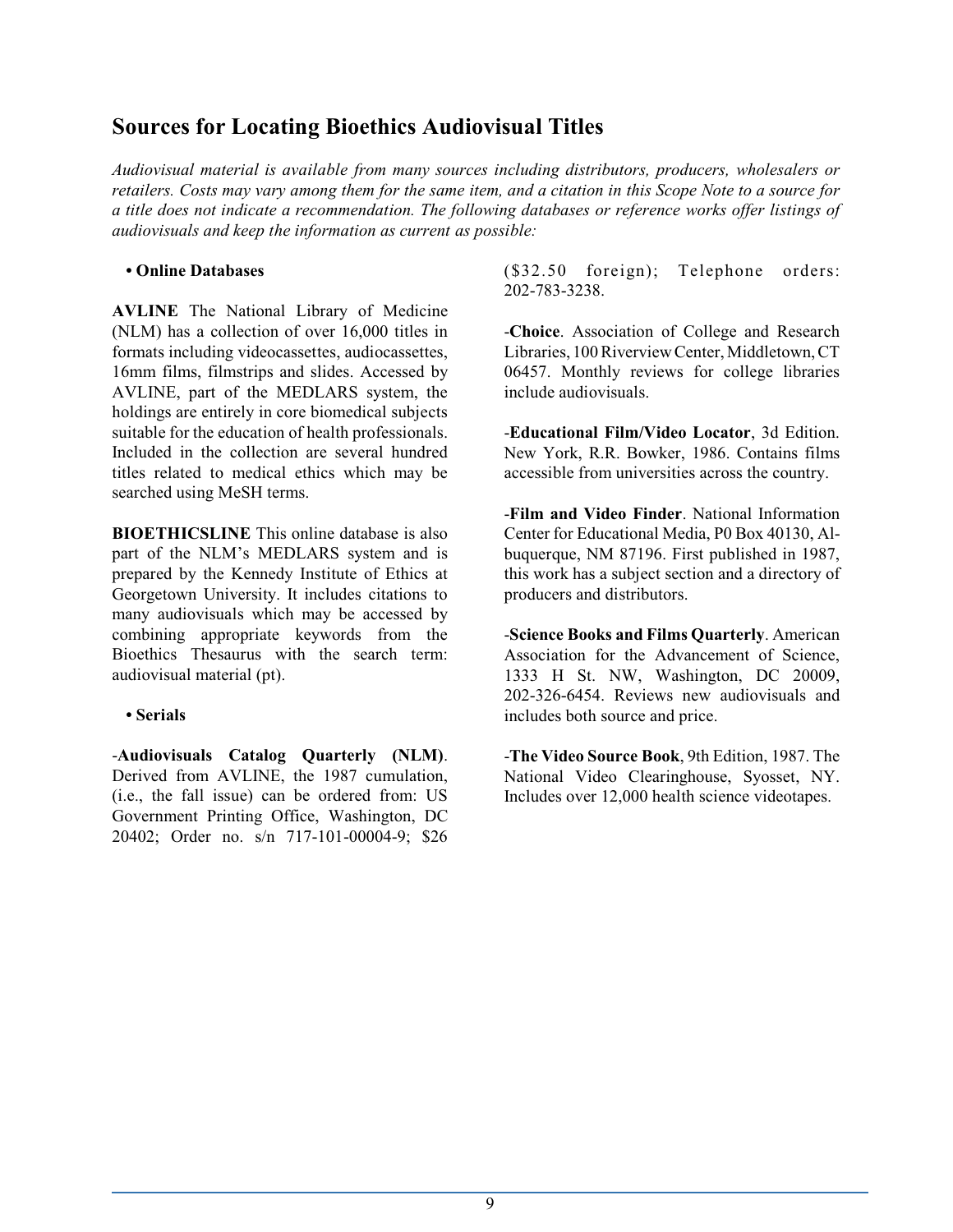## Sources for Locating Bioethics Audiovisual Titles

*Audiovisual material is available from many sources including distributors, producers, wholesalers or retailers. Costs may vary among them for the same item, and a citation in this Scope Note to a source for a title does not indicate a recommendation. The following databases or reference works offer listings of audiovisuals and keep the information as current as possible:*

**• Online Databases**

**AVLINE** The National Library of Medicine (NLM) has a collection of over 16,000 titles in formats including videocassettes, audiocassettes, 16mm films, filmstrips and slides. Accessed by AVLINE, part of the MEDLARS system, the holdings are entirely in core biomedical subjects suitable for the education of health professionals. Included in the collection are several hundred titles related to medical ethics which may be searched using MeSH terms.

**BIOETHICSLINE** This online database is also part of the NLM's MEDLARS system and is prepared by the Kennedy Institute of Ethics at Georgetown University. It includes citations to many audiovisuals which may be accessed by combining appropriate keywords from the Bioethics Thesaurus with the search term: audiovisual material (pt).

**• Serials**

-**Audiovisuals Catalog Quarterly (NLM)**. Derived from AVLINE, the 1987 cumulation, (i.e., the fall issue) can be ordered from: US Government Printing Office, Washington, DC 20402; Order no. s/n 717-101-00004-9; $26 ($32.50 foreign); Telephone orders: 202-783-3238.

-**Choice**. Association of College and Research Libraries, 100 Riverview Center, Middletown, CT 06457. Monthly reviews for college libraries include audiovisuals.

-**Educational Film/Video Locator**, 3d Edition. New York, R.R. Bowker, 1986. Contains films accessible from universities across the country.

-**Film and Video Finder**. National Information Center for Educational Media, P0 Box 40130, Albuquerque, NM 87196. First published in 1987, this work has a subject section and a directory of producers and distributors.

-**Science Books and Films Quarterly**. American Association for the Advancement of Science, 1333 H St. NW, Washington, DC 20009, 202-326-6454. Reviews new audiovisuals and includes both source and price.

-**The Video Source Book**, 9th Edition, 1987. The National Video Clearinghouse, Syosset, NY. Includes over 12,000 health science videotapes.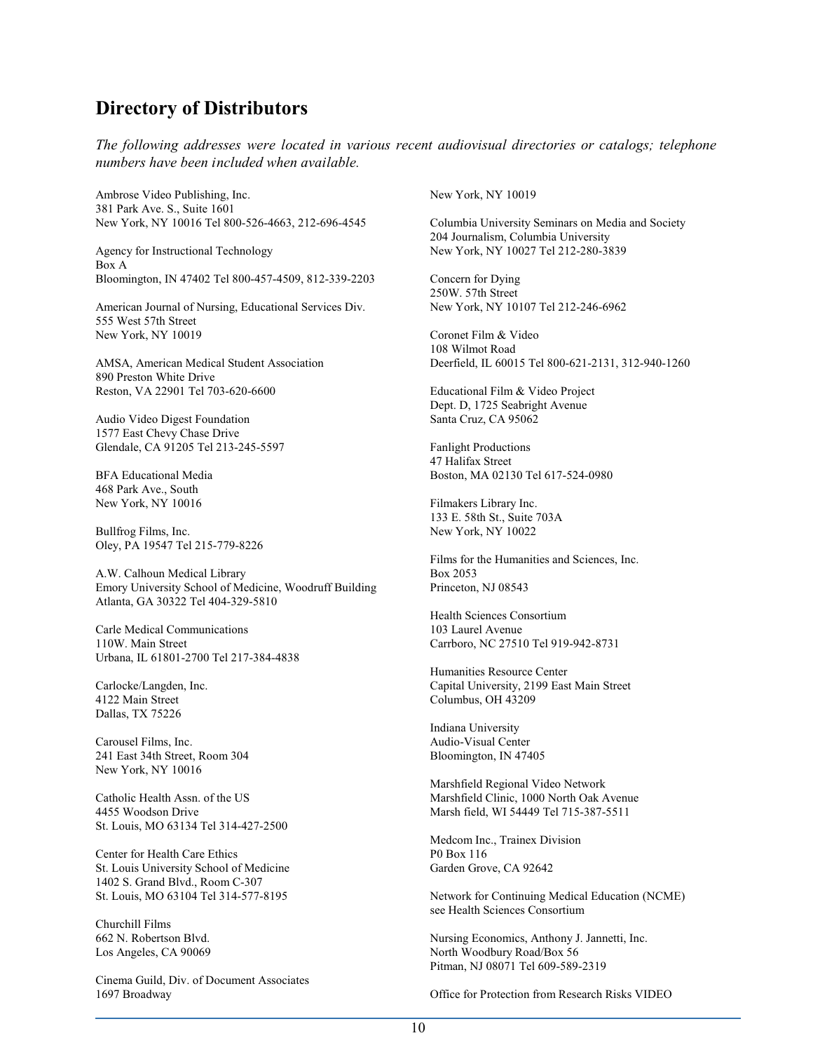## Directory of Distributors

*The following addresses were located in various recent audiovisual directories or catalogs; telephone numbers have been included when available.*

Ambrose Video Publishing, Inc.
381 Park Ave. S., Suite 1601
New York, NY 10016 Tel 800-526-4663, 212-696-4545

Agency for Instructional Technology
Box A
Bloomington, IN 47402 Tel 800-457-4509, 812-339-2203

American Journal of Nursing, Educational Services Div.
555 West 57th Street
New York, NY 10019

AMSA, American Medical Student Association
890 Preston White Drive
Reston, VA 22901 Tel 703-620-6600

Audio Video Digest Foundation
1577 East Chevy Chase Drive
Glendale, CA 91205 Tel 213-245-5597

BFA Educational Media
468 Park Ave., South
New York, NY 10016

Bullfrog Films, Inc.
Oley, PA 19547 Tel 215-779-8226

A.W. Calhoun Medical Library
Emory University School of Medicine, Woodruff Building
Atlanta, GA 30322 Tel 404-329-5810

Carle Medical Communications
110W. Main Street
Urbana, IL 61801-2700 Tel 217-384-4838

Carlocke/Langden, Inc.
4122 Main Street
Dallas, TX 75226

Carousel Films, Inc.
241 East 34th Street, Room 304
New York, NY 10016

Catholic Health Assn. of the US
4455 Woodson Drive
St. Louis, MO 63134 Tel 314-427-2500

Center for Health Care Ethics
St. Louis University School of Medicine
1402 S. Grand Blvd., Room C-307
St. Louis, MO 63104 Tel 314-577-8195

Churchill Films
662 N. Robertson Blvd.
Los Angeles, CA 90069

Cinema Guild, Div. of Document Associates
1697 Broadway
New York, NY 10019

Columbia University Seminars on Media and Society
204 Journalism, Columbia University
New York, NY 10027 Tel 212-280-3839

Concern for Dying
250W. 57th Street
New York, NY 10107 Tel 212-246-6962

Coronet Film & Video
108 Wilmot Road
Deerfield, IL 60015 Tel 800-621-2131, 312-940-1260

Educational Film & Video Project
Dept. D, 1725 Seabright Avenue
Santa Cruz, CA 95062

Fanlight Productions
47 Halifax Street
Boston, MA 02130 Tel 617-524-0980

Filmakers Library Inc.
133 E. 58th St., Suite 703A
New York, NY 10022

Films for the Humanities and Sciences, Inc.
Box 2053
Princeton, NJ 08543

Health Sciences Consortium
103 Laurel Avenue
Carrboro, NC 27510 Tel 919-942-8731

Humanities Resource Center
Capital University, 2199 East Main Street
Columbus, OH 43209

Indiana University
Audio-Visual Center
Bloomington, IN 47405

Marshfield Regional Video Network
Marshfield Clinic, 1000 North Oak Avenue
Marsh field, WI 54449 Tel 715-387-5511

Medcom Inc., Trainex Division
P0 Box 116
Garden Grove, CA 92642

Network for Continuing Medical Education (NCME)
see Health Sciences Consortium

Nursing Economics, Anthony J. Jannetti, Inc.
North Woodbury Road/Box 56
Pitman, NJ 08071 Tel 609-589-2319

Office for Protection from Research Risks VIDEO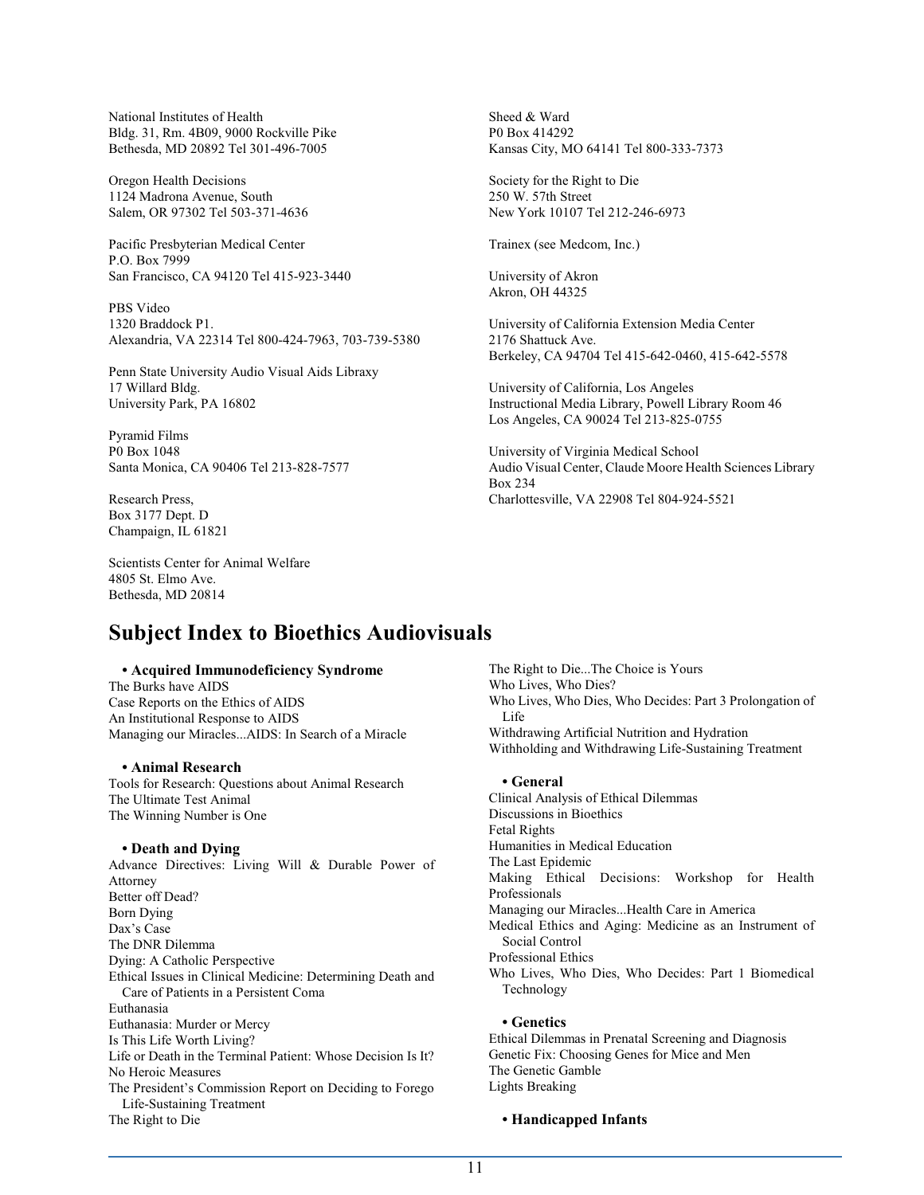National Institutes of Health
Bldg. 31, Rm. 4B09, 9000 Rockville Pike
Bethesda, MD 20892 Tel 301-496-7005

Oregon Health Decisions
1124 Madrona Avenue, South
Salem, OR 97302 Tel 503-371-4636

Pacific Presbyterian Medical Center
P.O. Box 7999
San Francisco, CA 94120 Tel 415-923-3440

PBS Video
1320 Braddock P1.
Alexandria, VA 22314 Tel 800-424-7963, 703-739-5380

Penn State University Audio Visual Aids Libraxy
17 Willard Bldg.
University Park, PA 16802

Pyramid Films
P0 Box 1048
Santa Monica, CA 90406 Tel 213-828-7577

Research Press,
Box 3177 Dept. D
Champaign, IL 61821

Scientists Center for Animal Welfare
4805 St. Elmo Ave.
Bethesda, MD 20814

Sheed & Ward
P0 Box 414292
Kansas City, MO 64141 Tel 800-333-7373

Society for the Right to Die
250 W. 57th Street
New York 10107 Tel 212-246-6973

Trainex (see Medcom, Inc.)

University of Akron
Akron, OH 44325

University of California Extension Media Center
2176 Shattuck Ave.
Berkeley, CA 94704 Tel 415-642-0460, 415-642-5578

University of California, Los Angeles
Instructional Media Library, Powell Library Room 46
Los Angeles, CA 90024 Tel 213-825-0755

University of Virginia Medical School
Audio Visual Center, Claude Moore Health Sciences Library
Box 234
Charlottesville, VA 22908 Tel 804-924-5521

## Subject Index to Bioethics Audiovisuals

### • Acquired Immunodeficiency Syndrome

The Burks have AIDS
Case Reports on the Ethics of AIDS
An Institutional Response to AIDS
Managing our Miracles...AIDS: In Search of a Miracle

### • Animal Research

Tools for Research: Questions about Animal Research
The Ultimate Test Animal
The Winning Number is One

### • Death and Dying

Advance Directives: Living Will & Durable Power of Attorney
Better off Dead?
Born Dying
Dax's Case
The DNR Dilemma
Dying: A Catholic Perspective
Ethical Issues in Clinical Medicine: Determining Death and Care of Patients in a Persistent Coma
Euthanasia
Euthanasia: Murder or Mercy
Is This Life Worth Living?
Life or Death in the Terminal Patient: Whose Decision Is It?
No Heroic Measures
The President's Commission Report on Deciding to Forego Life-Sustaining Treatment
The Right to Die
The Right to Die...The Choice is Yours
Who Lives, Who Dies?
Who Lives, Who Dies, Who Decides: Part 3 Prolongation of Life
Withdrawing Artificial Nutrition and Hydration
Withholding and Withdrawing Life-Sustaining Treatment

### • General

Clinical Analysis of Ethical Dilemmas
Discussions in Bioethics
Fetal Rights
Humanities in Medical Education
The Last Epidemic
Making Ethical Decisions: Workshop for Health Professionals
Managing our Miracles...Health Care in America
Medical Ethics and Aging: Medicine as an Instrument of Social Control
Professional Ethics
Who Lives, Who Dies, Who Decides: Part 1 Biomedical Technology

### • Genetics

Ethical Dilemmas in Prenatal Screening and Diagnosis
Genetic Fix: Choosing Genes for Mice and Men
The Genetic Gamble
Lights Breaking

### • Handicapped Infants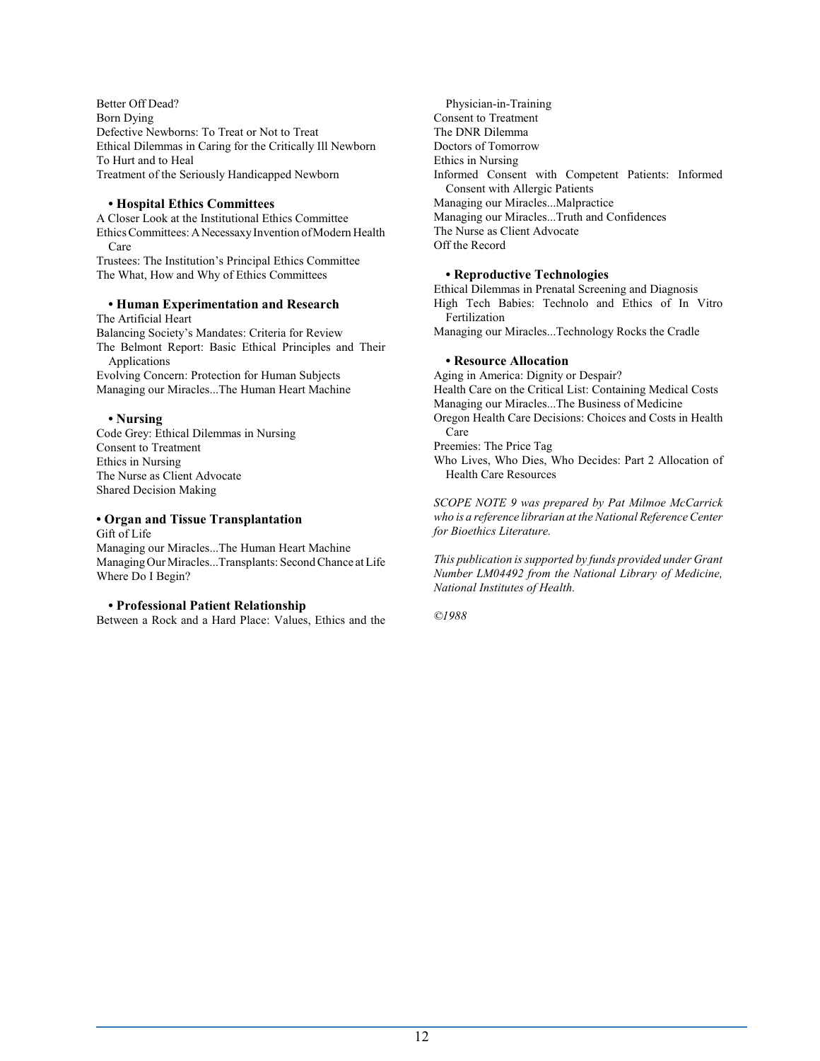Better Off Dead?
Born Dying
Defective Newborns: To Treat or Not to Treat
Ethical Dilemmas in Caring for the Critically Ill Newborn
To Hurt and to Heal
Treatment of the Seriously Handicapped Newborn

**• Hospital Ethics Committees**

A Closer Look at the Institutional Ethics Committee
Ethics Committees: A Necessaxy Invention of Modern Health Care
Trustees: The Institution's Principal Ethics Committee
The What, How and Why of Ethics Committees

**• Human Experimentation and Research**

The Artificial Heart
Balancing Society's Mandates: Criteria for Review
The Belmont Report: Basic Ethical Principles and Their Applications
Evolving Concern: Protection for Human Subjects
Managing our Miracles...The Human Heart Machine

**• Nursing**

Code Grey: Ethical Dilemmas in Nursing
Consent to Treatment
Ethics in Nursing
The Nurse as Client Advocate
Shared Decision Making

**• Organ and Tissue Transplantation**

Gift of Life
Managing our Miracles...The Human Heart Machine
Managing Our Miracles...Transplants: Second Chance at Life
Where Do I Begin?

**• Professional Patient Relationship**

Between a Rock and a Hard Place: Values, Ethics and the Physician-in-Training
Consent to Treatment
The DNR Dilemma
Doctors of Tomorrow
Ethics in Nursing
Informed Consent with Competent Patients: Informed Consent with Allergic Patients
Managing our Miracles...Malpractice
Managing our Miracles...Truth and Confidences
The Nurse as Client Advocate
Off the Record

**• Reproductive Technologies**

Ethical Dilemmas in Prenatal Screening and Diagnosis
High Tech Babies: Technolo and Ethics of In Vitro Fertilization
Managing our Miracles...Technology Rocks the Cradle

**• Resource Allocation**

Aging in America: Dignity or Despair?
Health Care on the Critical List: Containing Medical Costs
Managing our Miracles...The Business of Medicine
Oregon Health Care Decisions: Choices and Costs in Health Care
Preemies: The Price Tag
Who Lives, Who Dies, Who Decides: Part 2 Allocation of Health Care Resources

*SCOPE NOTE 9 was prepared by Pat Milmoe McCarrick who is a reference librarian at the National Reference Center for Bioethics Literature.*

*This publication is supported by funds provided under Grant Number LM04492 from the National Library of Medicine, National Institutes of Health.*

*©1988*